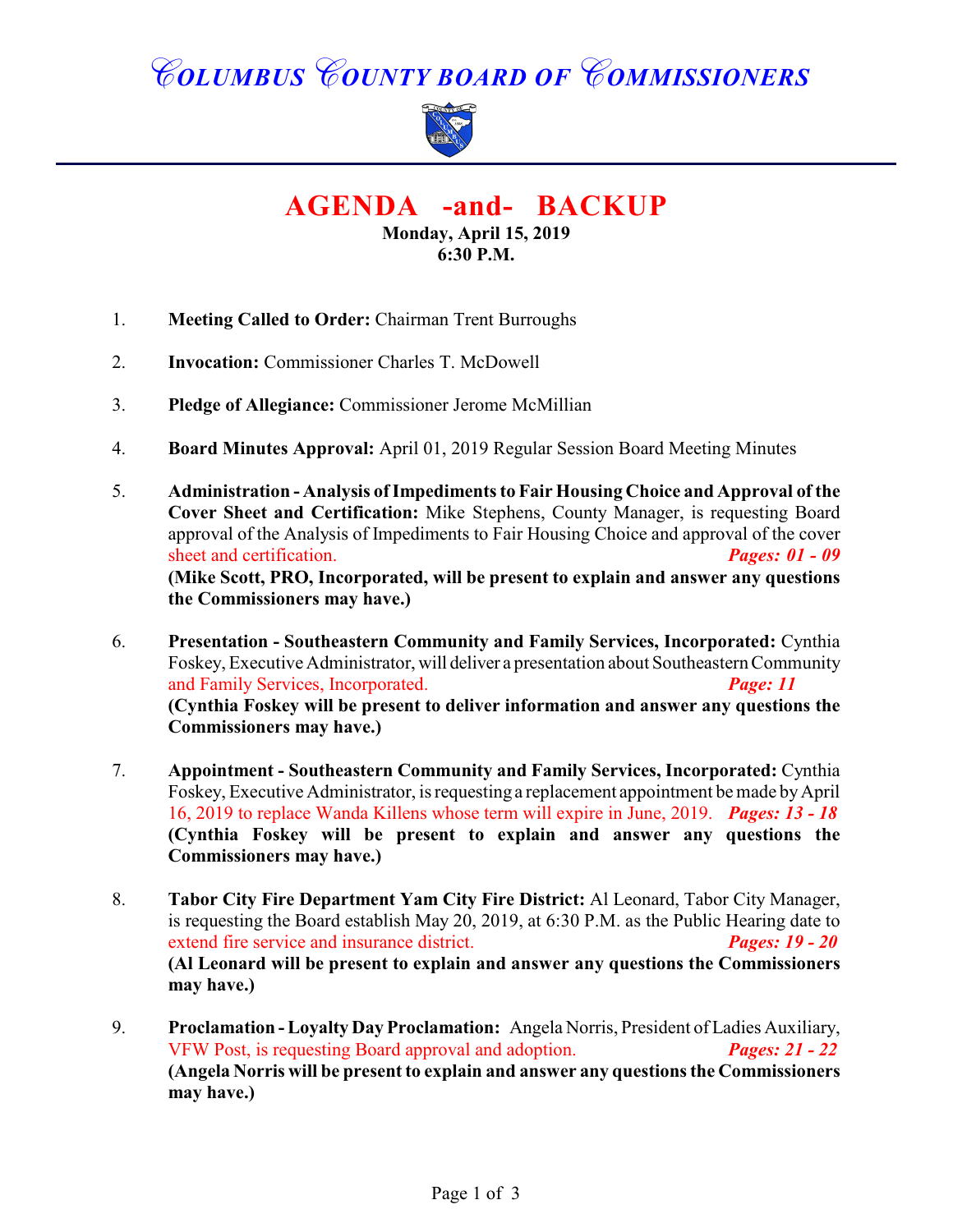# COLUMBUS COUNTY BOARD OF COMMISSIONERS

## AGENDA -and- BACKUP

**Monday, April 15, 2019**
**6:30 P.M.**

1. **Meeting Called to Order:** Chairman Trent Burroughs

2. **Invocation:** Commissioner Charles T. McDowell

3. **Pledge of Allegiance:** Commissioner Jerome McMillian

4. **Board Minutes Approval:** April 01, 2019 Regular Session Board Meeting Minutes

5. **Administration - Analysis of Impediments to Fair Housing Choice and Approval of the Cover Sheet and Certification:** Mike Stephens, County Manager, is requesting Board approval of the Analysis of Impediments to Fair Housing Choice and approval of the cover sheet and certification. ***Pages: 01 - 09***
**(Mike Scott, PRO, Incorporated, will be present to explain and answer any questions the Commissioners may have.)**

6. **Presentation - Southeastern Community and Family Services, Incorporated:** Cynthia Foskey, Executive Administrator, will deliver a presentation about Southeastern Community and Family Services, Incorporated. ***Page: 11***
**(Cynthia Foskey will be present to deliver information and answer any questions the Commissioners may have.)**

7. **Appointment - Southeastern Community and Family Services, Incorporated:** Cynthia Foskey, Executive Administrator, is requesting a replacement appointment be made by April 16, 2019 to replace Wanda Killens whose term will expire in June, 2019. ***Pages: 13 - 18***
**(Cynthia Foskey will be present to explain and answer any questions the Commissioners may have.)**

8. **Tabor City Fire Department Yam City Fire District:** Al Leonard, Tabor City Manager, is requesting the Board establish May 20, 2019, at 6:30 P.M. as the Public Hearing date to extend fire service and insurance district. ***Pages: 19 - 20***
**(Al Leonard will be present to explain and answer any questions the Commissioners may have.)**

9. **Proclamation - Loyalty Day Proclamation:** Angela Norris, President of Ladies Auxiliary, VFW Post, is requesting Board approval and adoption. ***Pages: 21 - 22***
**(Angela Norris will be present to explain and answer any questions the Commissioners may have.)**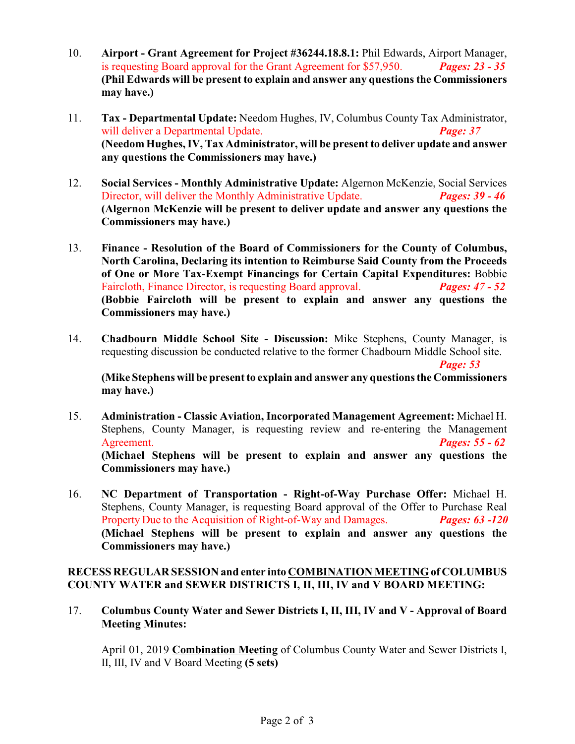10. **Airport - Grant Agreement for Project #36244.18.8.1:** Phil Edwards, Airport Manager, is requesting Board approval for the Grant Agreement for $57,950. ***Pages: 23 - 35***
**(Phil Edwards will be present to explain and answer any questions the Commissioners may have.)**

11. **Tax - Departmental Update:** Needom Hughes, IV, Columbus County Tax Administrator, will deliver a Departmental Update. ***Page: 37***
**(Needom Hughes, IV, Tax Administrator, will be present to deliver update and answer any questions the Commissioners may have.)**

12. **Social Services - Monthly Administrative Update:** Algernon McKenzie, Social Services Director, will deliver the Monthly Administrative Update. ***Pages: 39 - 46***
**(Algernon McKenzie will be present to deliver update and answer any questions the Commissioners may have.)**

13. **Finance - Resolution of the Board of Commissioners for the County of Columbus, North Carolina, Declaring its intention to Reimburse Said County from the Proceeds of One or More Tax-Exempt Financings for Certain Capital Expenditures:** Bobbie Faircloth, Finance Director, is requesting Board approval. ***Pages: 47 - 52***
**(Bobbie Faircloth will be present to explain and answer any questions the Commissioners may have.)**

14. **Chadbourn Middle School Site - Discussion:** Mike Stephens, County Manager, is requesting discussion be conducted relative to the former Chadbourn Middle School site. ***Page: 53***
**(Mike Stephens will be present to explain and answer any questions the Commissioners may have.)**

15. **Administration - Classic Aviation, Incorporated Management Agreement:** Michael H. Stephens, County Manager, is requesting review and re-entering the Management Agreement. ***Pages: 55 - 62***
**(Michael Stephens will be present to explain and answer any questions the Commissioners may have.)**

16. **NC Department of Transportation - Right-of-Way Purchase Offer:** Michael H. Stephens, County Manager, is requesting Board approval of the Offer to Purchase Real Property Due to the Acquisition of Right-of-Way and Damages. ***Pages: 63 -120***
**(Michael Stephens will be present to explain and answer any questions the Commissioners may have.)**

**RECESS REGULAR SESSION and enter into <u>COMBINATION MEETING</u> of COLUMBUS COUNTY WATER and SEWER DISTRICTS I, II, III, IV and V BOARD MEETING:**

17. **Columbus County Water and Sewer Districts I, II, III, IV and V - Approval of Board Meeting Minutes:**

    April 01, 2019 **<u>Combination Meeting</u>** of Columbus County Water and Sewer Districts I, II, III, IV and V Board Meeting **(5 sets)**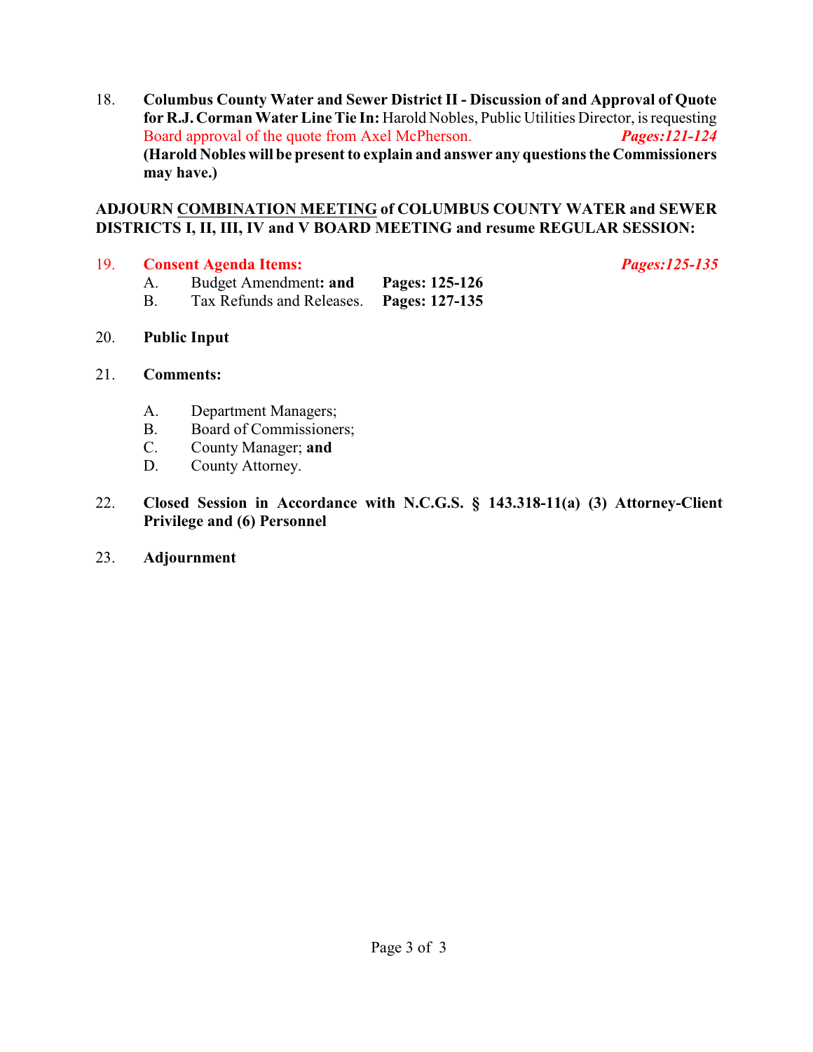18. **Columbus County Water and Sewer District II - Discussion of and Approval of Quote for R.J. Corman Water Line Tie In:** Harold Nobles, Public Utilities Director, is requesting Board approval of the quote from Axel McPherson. ***Pages:121-124***
**(Harold Nobles will be present to explain and answer any questions the Commissioners may have.)**

**ADJOURN COMBINATION MEETING of COLUMBUS COUNTY WATER and SEWER DISTRICTS I, II, III, IV and V BOARD MEETING and resume REGULAR SESSION:**

19. **Consent Agenda Items:** ***Pages:125-135***
    - A. Budget Amendment**: and** **Pages: 125-126**
    - B. Tax Refunds and Releases. **Pages: 127-135**

20. **Public Input**

21. **Comments:**
    - A. Department Managers;
    - B. Board of Commissioners;
    - C. County Manager; **and**
    - D. County Attorney.

22. **Closed Session in Accordance with N.C.G.S. § 143.318-11(a) (3) Attorney-Client Privilege and (6) Personnel**

23. **Adjournment**